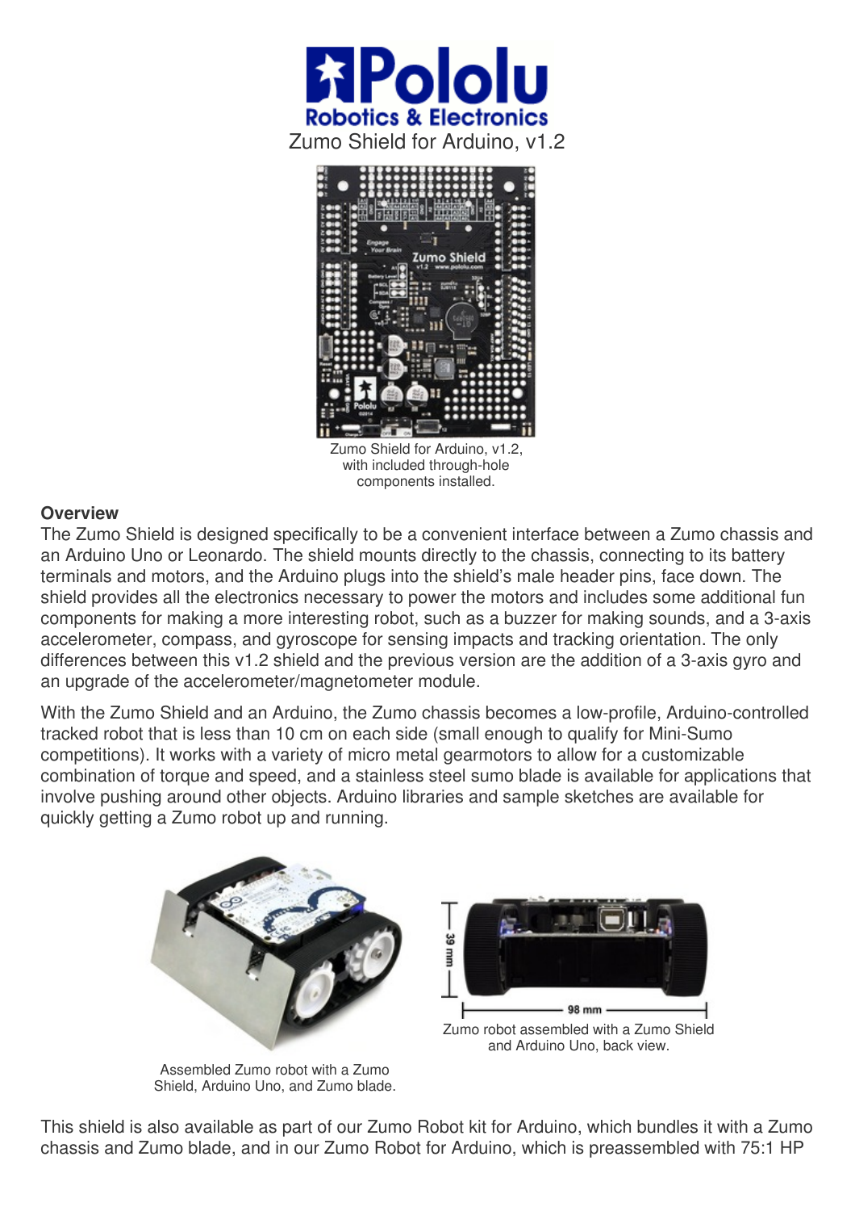# Pololu Robotics & Electronics

## Zumo Shield for Arduino, v1.2

Zumo Shield for Arduino, v1.2, with included through-hole components installed.

### Overview

The Zumo Shield is designed specifically to be a convenient interface between a Zumo chassis and an Arduino Uno or Leonardo. The shield mounts directly to the chassis, connecting to its battery terminals and motors, and the Arduino plugs into the shield's male header pins, face down. The shield provides all the electronics necessary to power the motors and includes some additional fun components for making a more interesting robot, such as a buzzer for making sounds, and a 3-axis accelerometer, compass, and gyroscope for sensing impacts and tracking orientation. The only differences between this v1.2 shield and the previous version are the addition of a 3-axis gyro and an upgrade of the accelerometer/magnetometer module.

With the Zumo Shield and an Arduino, the Zumo chassis becomes a low-profile, Arduino-controlled tracked robot that is less than 10 cm on each side (small enough to qualify for Mini-Sumo competitions). It works with a variety of micro metal gearmotors to allow for a customizable combination of torque and speed, and a stainless steel sumo blade is available for applications that involve pushing around other objects. Arduino libraries and sample sketches are available for quickly getting a Zumo robot up and running.

Assembled Zumo robot with a Zumo Shield, Arduino Uno, and Zumo blade.

Zumo robot assembled with a Zumo Shield and Arduino Uno, back view.

This shield is also available as part of our Zumo Robot kit for Arduino, which bundles it with a Zumo chassis and Zumo blade, and in our Zumo Robot for Arduino, which is preassembled with 75:1 HP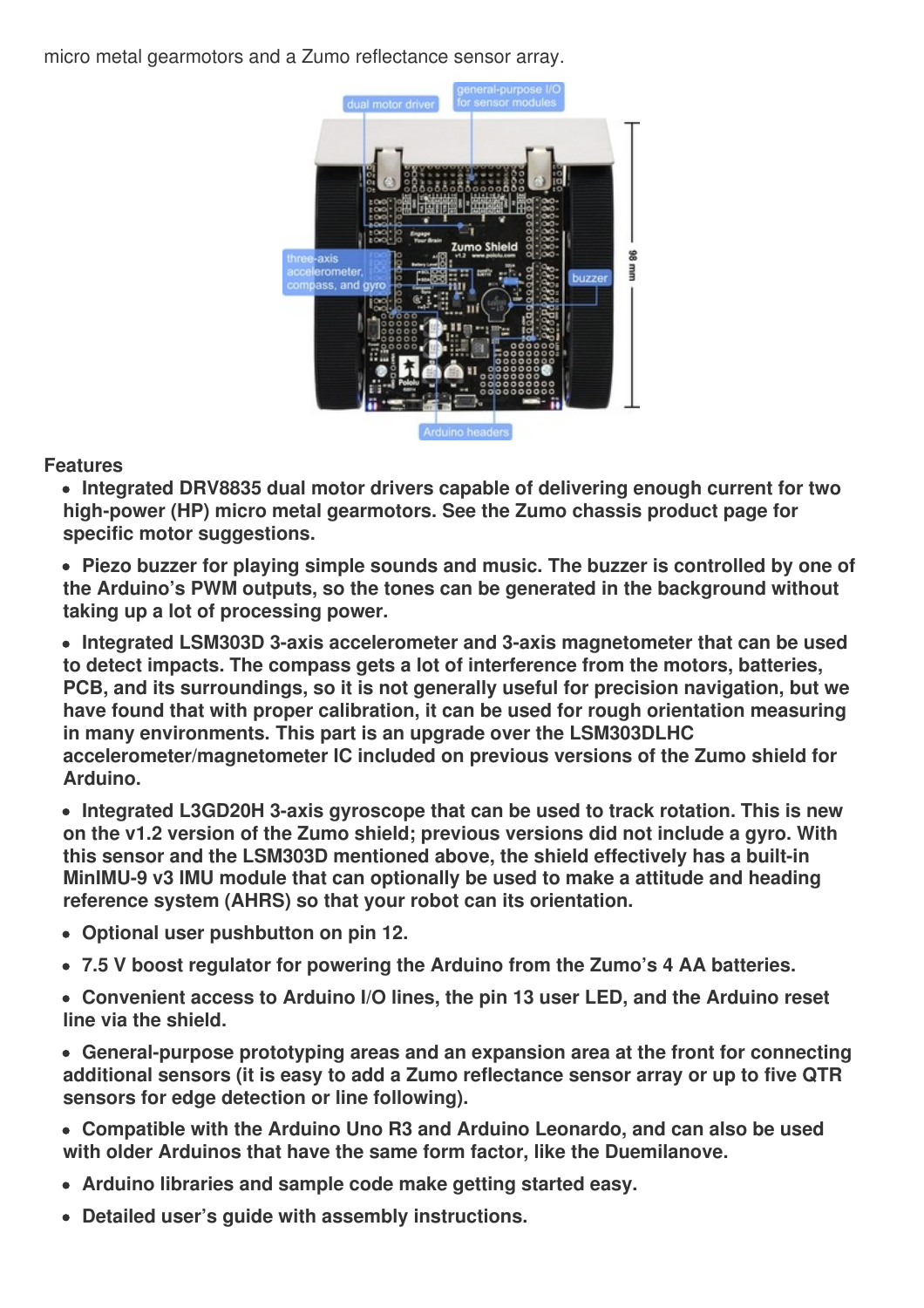micro metal gearmotors and a Zumo reflectance sensor array.

**Features**

- **Integrated DRV8835 dual motor drivers capable of delivering enough current for two high-power (HP) micro metal gearmotors. See the Zumo chassis product page for specific motor suggestions.**
- **Piezo buzzer for playing simple sounds and music. The buzzer is controlled by one of the Arduino's PWM outputs, so the tones can be generated in the background without taking up a lot of processing power.**
- **Integrated LSM303D 3-axis accelerometer and 3-axis magnetometer that can be used to detect impacts. The compass gets a lot of interference from the motors, batteries, PCB, and its surroundings, so it is not generally useful for precision navigation, but we have found that with proper calibration, it can be used for rough orientation measuring in many environments. This part is an upgrade over the LSM303DLHC accelerometer/magnetometer IC included on previous versions of the Zumo shield for Arduino.**
- **Integrated L3GD20H 3-axis gyroscope that can be used to track rotation. This is new on the v1.2 version of the Zumo shield; previous versions did not include a gyro. With this sensor and the LSM303D mentioned above, the shield effectively has a built-in MinIMU-9 v3 IMU module that can optionally be used to make a attitude and heading reference system (AHRS) so that your robot can its orientation.**
- **Optional user pushbutton on pin 12.**
- **7.5 V boost regulator for powering the Arduino from the Zumo's 4 AA batteries.**
- **Convenient access to Arduino I/O lines, the pin 13 user LED, and the Arduino reset line via the shield.**
- **General-purpose prototyping areas and an expansion area at the front for connecting additional sensors (it is easy to add a Zumo reflectance sensor array or up to five QTR sensors for edge detection or line following).**
- **Compatible with the Arduino Uno R3 and Arduino Leonardo, and can also be used with older Arduinos that have the same form factor, like the Duemilanove.**
- **Arduino libraries and sample code make getting started easy.**
- **Detailed user's guide with assembly instructions.**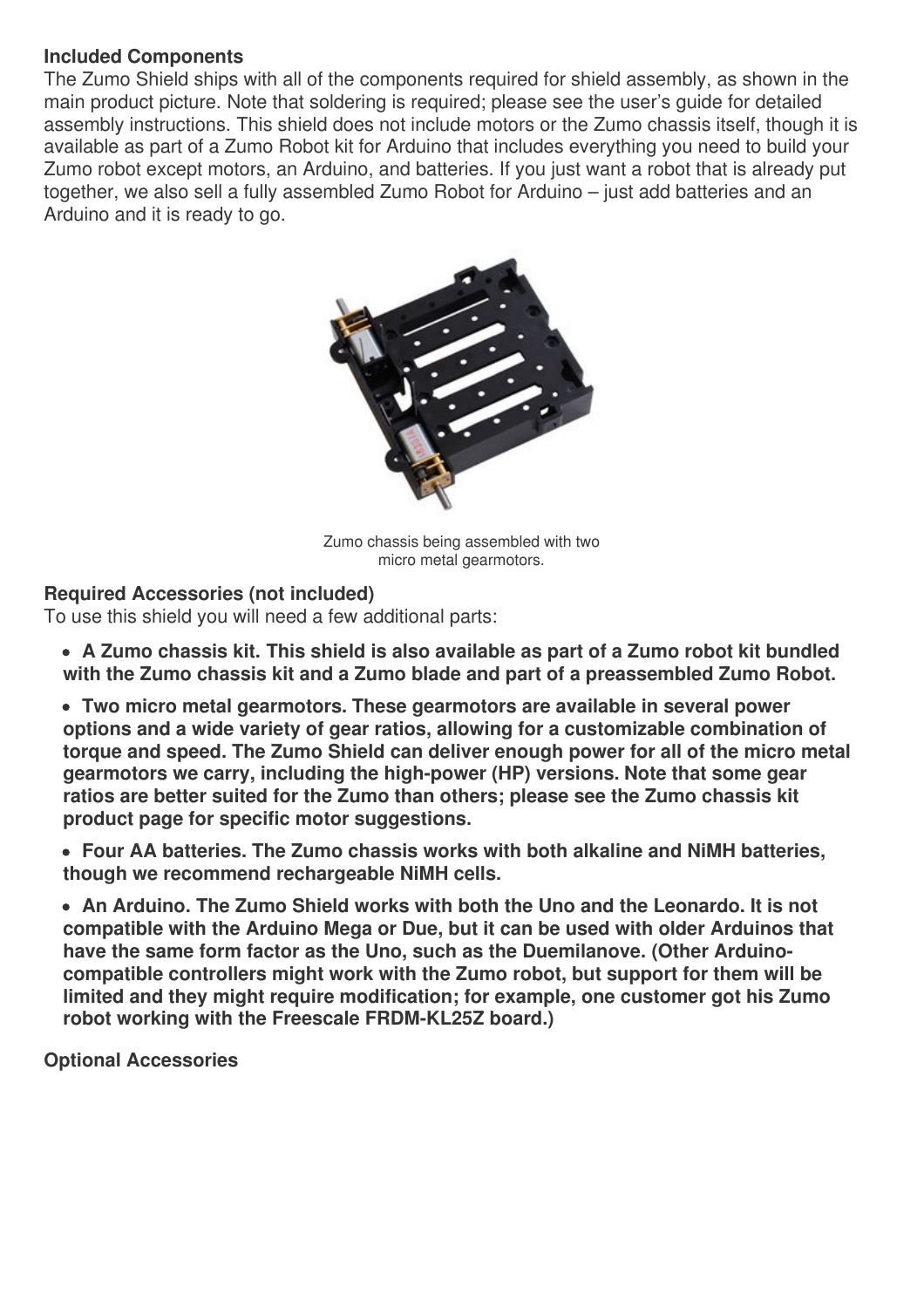**Included Components**

The Zumo Shield ships with all of the components required for shield assembly, as shown in the main product picture. Note that soldering is required; please see the user's guide for detailed assembly instructions. This shield does not include motors or the Zumo chassis itself, though it is available as part of a Zumo Robot kit for Arduino that includes everything you need to build your Zumo robot except motors, an Arduino, and batteries. If you just want a robot that is already put together, we also sell a fully assembled Zumo Robot for Arduino – just add batteries and an Arduino and it is ready to go.

Zumo chassis being assembled with two micro metal gearmotors.

**Required Accessories (not included)**

To use this shield you will need a few additional parts:

- **A Zumo chassis kit. This shield is also available as part of a Zumo robot kit bundled with the Zumo chassis kit and a Zumo blade and part of a preassembled Zumo Robot.**
- **Two micro metal gearmotors. These gearmotors are available in several power options and a wide variety of gear ratios, allowing for a customizable combination of torque and speed. The Zumo Shield can deliver enough power for all of the micro metal gearmotors we carry, including the high-power (HP) versions. Note that some gear ratios are better suited for the Zumo than others; please see the Zumo chassis kit product page for specific motor suggestions.**
- **Four AA batteries. The Zumo chassis works with both alkaline and NiMH batteries, though we recommend rechargeable NiMH cells.**
- **An Arduino. The Zumo Shield works with both the Uno and the Leonardo. It is not compatible with the Arduino Mega or Due, but it can be used with older Arduinos that have the same form factor as the Uno, such as the Duemilanove. (Other Arduino-compatible controllers might work with the Zumo robot, but support for them will be limited and they might require modification; for example, one customer got his Zumo robot working with the Freescale FRDM-KL25Z board.)**

**Optional Accessories**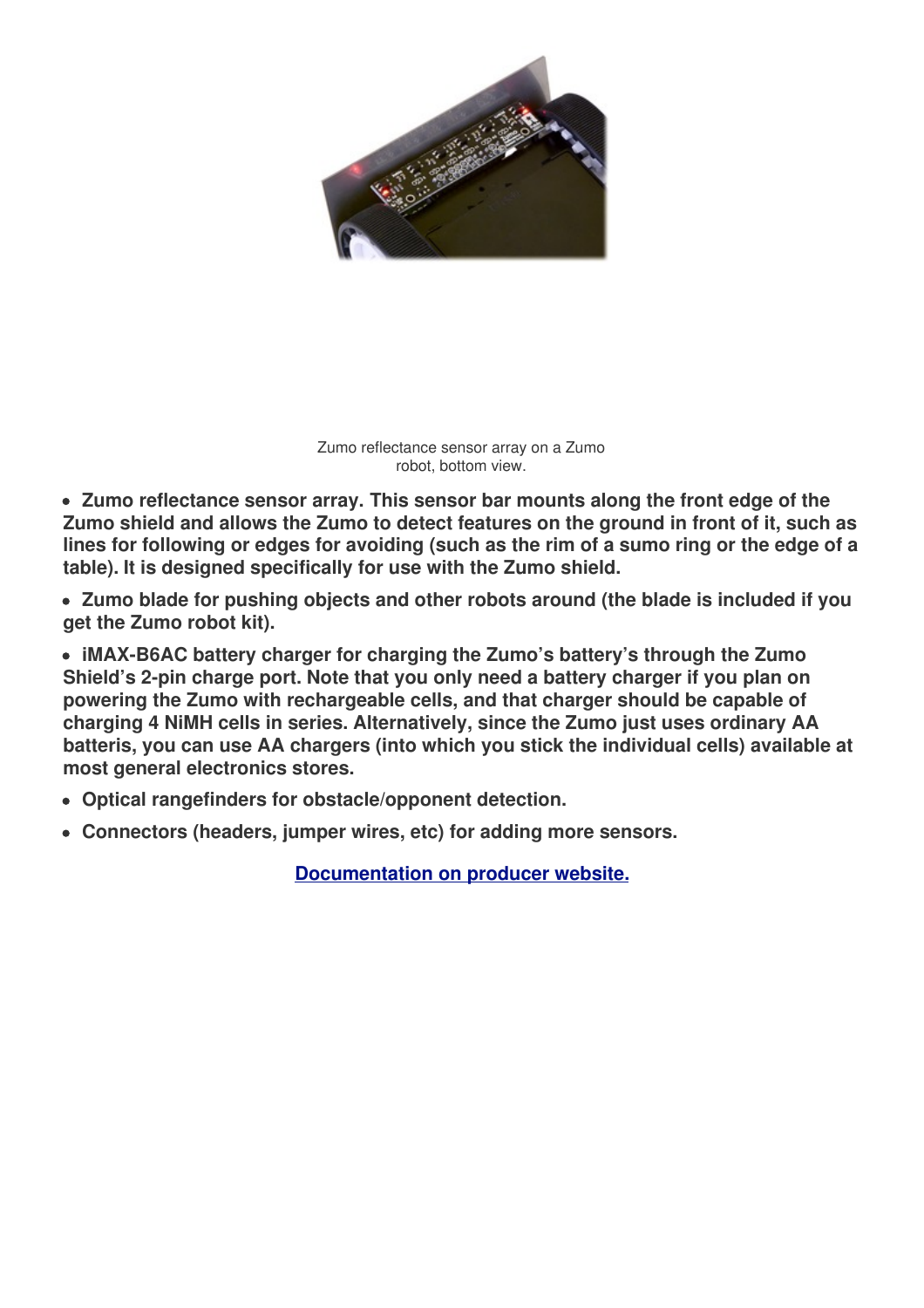Zumo reflectance sensor array on a Zumo robot, bottom view.

- **Zumo reflectance sensor array. This sensor bar mounts along the front edge of the Zumo shield and allows the Zumo to detect features on the ground in front of it, such as lines for following or edges for avoiding (such as the rim of a sumo ring or the edge of a table). It is designed specifically for use with the Zumo shield.**
- **Zumo blade for pushing objects and other robots around (the blade is included if you get the Zumo robot kit).**
- **iMAX-B6AC battery charger for charging the Zumo's battery's through the Zumo Shield's 2-pin charge port. Note that you only need a battery charger if you plan on powering the Zumo with rechargeable cells, and that charger should be capable of charging 4 NiMH cells in series. Alternatively, since the Zumo just uses ordinary AA batteris, you can use AA chargers (into which you stick the individual cells) available at most general electronics stores.**
- **Optical rangefinders for obstacle/opponent detection.**
- **Connectors (headers, jumper wires, etc) for adding more sensors.**

**Documentation on producer website.**